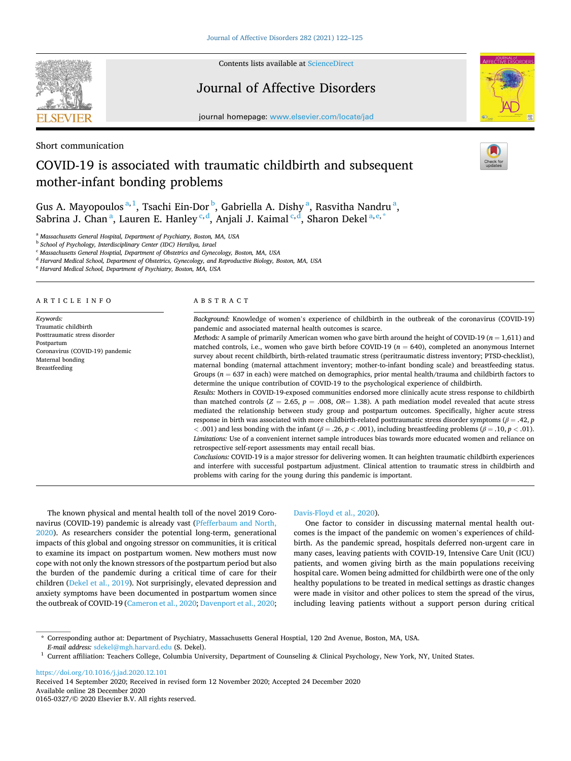Short communication

# COVID-19 is associated with traumatic childbirth and subsequent mother-infant bonding problems

Gus A. Mayopoulos[a,1], Tsachi Ein-Dor[b], Gabriella A. Dishy[a], Rasvitha Nandru[a], Sabrina J. Chan[a], Lauren E. Hanley[c,d], Anjali J. Kaimal[c,d], Sharon Dekel[a,e,*]

[a] Massachusetts General Hospital, Department of Psychiatry, Boston, MA, USA
[b] School of Psychology, Interdisciplinary Center (IDC) Herzliya, Israel
[c] Massachusetts General Hosptial, Department of Obstetrics and Gynecology, Boston, MA, USA
[d] Harvard Medical School, Department of Obstetrics, Gynecology, and Reproductive Biology, Boston, MA, USA
[e] Harvard Medical School, Department of Psychiatry, Boston, MA, USA

## ARTICLE INFO

*Keywords:*
Traumatic childbirth
Posttraumatic stress disorder
Postpartum
Coronavirus (COVID-19) pandemic
Maternal bonding
Breastfeeding

## ABSTRACT

*Background:* Knowledge of women's experience of childbirth in the outbreak of the coronavirus (COVID-19) pandemic and associated maternal health outcomes is scarce.

*Methods:* A sample of primarily American women who gave birth around the height of COVID-19 ($n$ = 1,611) and matched controls, i.e., women who gave birth before COVID-19 ($n$ = 640), completed an anonymous Internet survey about recent childbirth, birth-related traumatic stress (peritraumatic distress inventory; PTSD-checklist), maternal bonding (maternal attachment inventory; mother-to-infant bonding scale) and breastfeeding status. Groups ($n$ = 637 in each) were matched on demographics, prior mental health/trauma and childbirth factors to determine the unique contribution of COVID-19 to the psychological experience of childbirth.

*Results:* Mothers in COVID-19-exposed communities endorsed more clinically acute stress response to childbirth than matched controls ($Z$ = 2.65, $p$ = .008, $OR$= 1.38). A path mediation model revealed that acute stress mediated the relationship between study group and postpartum outcomes. Specifically, higher acute stress response in birth was associated with more childbirth-related posttraumatic stress disorder symptoms ($\beta$ = .42, $p$ < .001) and less bonding with the infant ($\beta$ = .26, $p$ < .001), including breastfeeding problems ($\beta$ = .10, $p$ < .01).

*Limitations:* Use of a convenient internet sample introduces bias towards more educated women and reliance on retrospective self-report assessments may entail recall bias.

*Conclusions:* COVID-19 is a major stressor for delivering women. It can heighten traumatic childbirth experiences and interfere with successful postpartum adjustment. Clinical attention to traumatic stress in childbirth and problems with caring for the young during this pandemic is important.

The known physical and mental health toll of the novel 2019 Coronavirus (COVID-19) pandemic is already vast (Pfefferbaum and North, 2020). As researchers consider the potential long-term, generational impacts of this global and ongoing stressor on communities, it is critical to examine its impact on postpartum women. New mothers must now cope with not only the known stressors of the postpartum period but also the burden of the pandemic during a critical time of care for their children (Dekel et al., 2019). Not surprisingly, elevated depression and anxiety symptoms have been documented in postpartum women since the outbreak of COVID-19 (Cameron et al., 2020; Davenport et al., 2020; Davis-Floyd et al., 2020).

One factor to consider in discussing maternal mental health outcomes is the impact of the pandemic on women's experiences of childbirth. As the pandemic spread, hospitals deferred non-urgent care in many cases, leaving patients with COVID-19, Intensive Care Unit (ICU) patients, and women giving birth as the main populations receiving hospital care. Women being admitted for childbirth were one of the only healthy populations to be treated in medical settings as drastic changes were made in visitor and other polices to stem the spread of the virus, including leaving patients without a support person during critical

\* Corresponding author at: Department of Psychiatry, Massachusetts General Hosptial, 120 2nd Avenue, Boston, MA, USA.
*E-mail address:* sdekel@mgh.harvard.edu (S. Dekel).
[1] Current affiliation: Teachers College, Columbia University, Department of Counseling & Clinical Psychology, New York, NY, United States.

https://doi.org/10.1016/j.jad.2020.12.101
Received 14 September 2020; Received in revised form 12 November 2020; Accepted 24 December 2020
Available online 28 December 2020
0165-0327/© 2020 Elsevier B.V. All rights reserved.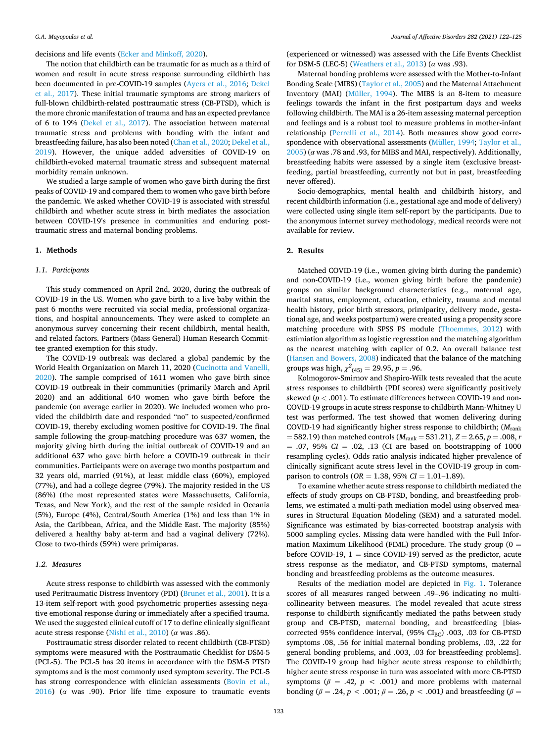decisions and life events (Ecker and Minkoff, 2020).

The notion that childbirth can be traumatic for as much as a third of women and result in acute stress response surrounding childbirth has been documented in pre-COVID-19 samples (Ayers et al., 2016; Dekel et al., 2017). These initial traumatic symptoms are strong markers of full-blown childbirth-related posttraumatic stress (CB-PTSD), which is the more chronic manifestation of trauma and has an expected prevlance of 6 to 19% (Dekel et al., 2017). The association between maternal traumatic stress and problems with bonding with the infant and breastfeeding failure, has also been noted (Chan et al., 2020; Dekel et al., 2019). However, the unique added adversities of COVID-19 on childbirth-evoked maternal traumatic stress and subsequent maternal morbidity remain unknown.

We studied a large sample of women who gave birth during the first peaks of COVID-19 and compared them to women who gave birth before the pandemic. We asked whether COVID-19 is associated with stressful childbirth and whether acute stress in birth mediates the association between COVID-19's presence in communities and enduring posttraumatic stress and maternal bonding problems.

## 1. Methods

### 1.1. Participants

This study commenced on April 2nd, 2020, during the outbreak of COVID-19 in the US. Women who gave birth to a live baby within the past 6 months were recruited via social media, professional organizations, and hospital announcements. They were asked to complete an anonymous survey concerning their recent childbirth, mental health, and related factors. Partners (Mass General) Human Research Committee granted exemption for this study.

The COVID-19 outbreak was declared a global pandemic by the World Health Organization on March 11, 2020 (Cucinotta and Vanelli, 2020). The sample comprised of 1611 women who gave birth since COVID-19 outbreak in their communities (primarly March and April 2020) and an additional 640 women who gave birth before the pandemic (on average earlier in 2020). We included women who provided the childbirth date and responded "no" to suspected/confirmed COVID-19, thereby excluding women positive for COVID-19. The final sample following the group-matching procedure was 637 women, the majority giving birth during the initial outbreak of COVID-19 and an additional 637 who gave birth before a COVID-19 outbreak in their communities. Participants were on average two months postpartum and 32 years old, married (91%), at least middle class (60%), employed (77%), and had a college degree (79%). The majority resided in the US (86%) (the most represented states were Massachusetts, California, Texas, and New York), and the rest of the sample resided in Oceania (5%), Europe (4%), Central/South America (1%) and less than 1% in Asia, the Caribbean, Africa, and the Middle East. The majority (85%) delivered a healthy baby at-term and had a vaginal delivery (72%). Close to two-thirds (59%) were primiparas.

### 1.2. Measures

Acute stress response to childbirth was assessed with the commonly used Peritraumatic Distress Inventory (PDI) (Brunet et al., 2001). It is a 13-item self-report with good psychometric properties assessing negative emotional response during or immediately after a specified trauma. We used the suggested clinical cutoff of 17 to define clinically significant acute stress response (Nishi et al., 2010) ($\alpha$ was .86).

Posttraumatic stress disorder related to recent childbirth (CB-PTSD) symptoms were measured with the Posttraumatic Checklist for DSM-5 (PCL-5). The PCL-5 has 20 items in accordance with the DSM-5 PTSD symptoms and is the most commonly used symptom severity. The PCL-5 has strong correspondence with clinician assessments (Bovin et al., 2016) ($\alpha$ was .90). Prior life time exposure to traumatic events (experienced or witnessed) was assessed with the Life Events Checklist for DSM-5 (LEC-5) (Weathers et al., 2013) ($\alpha$ was .93).

Maternal bonding problems were assessed with the Mother-to-Infant Bonding Scale (MIBS) (Taylor et al., 2005) and the Maternal Attachment Inventory (MAI) (Müller, 1994). The MIBS is an 8-item to measure feelings towards the infant in the first postpartum days and weeks following childbirth. The MAI is a 26-item assessing maternal perception and feelings and is a robust tool to measure problems in mother-infant relationship (Perrelli et al., 2014). Both measures show good correspondence with observational assessments (Müller, 1994; Taylor et al., 2005) ($\alpha$ was .78 and .93, for MIBS and MAI, respectively). Additionally, breastfeeding habits were assessed by a single item (exclusive breastfeeding, partial breastfeeding, currently not but in past, breastfeeding never offered).

Socio-demographics, mental health and childbirth history, and recent childbirth information (i.e., gestational age and mode of delivery) were collected using single item self-report by the participants. Due to the anonymous internet survey methodology, medical records were not available for review.

## 2. Results

Matched COVID-19 (i.e., women giving birth during the pandemic) and non-COVID-19 (i.e., women giving birth before the pandemic) groups on similar background characteristics (e.g., maternal age, marital status, employment, education, ethnicity, trauma and mental health history, prior birth stressors, primiparity, delivery mode, gestational age, and weeks postpartum) were created using a propensity score matching procedure with SPSS PS module (Thoemmes, 2012) with estimiation algorithm as logistic regresstion and the matching algorithm as the nearest matching with caplier of 0.2. An overall balance test (Hansen and Bowers, 2008) indicated that the balance of the matching groups was high, $\chi^2_{(45)} = 29.95$, $p = .96$.

Kolmogorov-Smirnov and Shapiro-Wilk tests revealed that the acute stress responses to childbirth (PDI scores) were significantly positively skewed ($p < .001$). To estimate differences between COVID-19 and non-COVID-19 groups in acute stress response to childbirth Mann-Whitney U test was performed. The test showed that women delivering during COVID-19 had significantly higher stress response to childbirth; ($M_{\text{rank}} = 582.19$) than matched controls ($M_{\text{rank}} = 531.21$), $Z = 2.65$, $p = .008$, $r = .07$, 95% $CI$ = .02, .13 (CI are based on bootstrapping of 1000 resampling cycles). Odds ratio analysis indicated higher prevalence of clinically significant acute stress level in the COVID-19 group in comparison to controls ($OR = 1.38$, 95% $CI$ = 1.01–1.89).

To examine whether acute stress response to childbirth mediated the effects of study groups on CB-PTSD, bonding, and breastfeeding problems, we estimated a multi-path mediation model using observed measures in Structural Equation Modeling (SEM) and a saturated model. Significance was estimated by bias-corrected bootstrap analysis with 5000 sampling cycles. Missing data were handled with the Full Information Maximum Likelihood (FIML) procedure. The study group (0 = before COVID-19, 1 = since COVID-19) served as the predictor, acute stress response as the mediator, and CB-PTSD symptoms, maternal bonding and breastfeeding problems as the outcome measures.

Results of the mediation model are depicted in Fig. 1. Tolerance scores of all measures ranged between .49–.96 indicating no multicollinearity between measures. The model revealed that acute stress response to childbirth significantly mediated the paths between study group and CB-PTSD, maternal bonding, and breastfeeding [bias-corrected 95% confidence interval, (95% $CI_{BC}$) .003, .03 for CB-PTSD symptoms .08, .56 for initial maternal bonding problems, .03, .22 for general bonding problems, and .003, .03 for breastfeeding problems]. The COVID-19 group had higher acute stress response to childbirth; higher acute stress response in turn was associated with more CB-PTSD symptoms ($\beta = .42$, $p < .001$) and more problems with maternal bonding ($\beta = .24$, $p < .001$; $\beta = .26$, $p < .001$) and breastfeeding ($\beta =$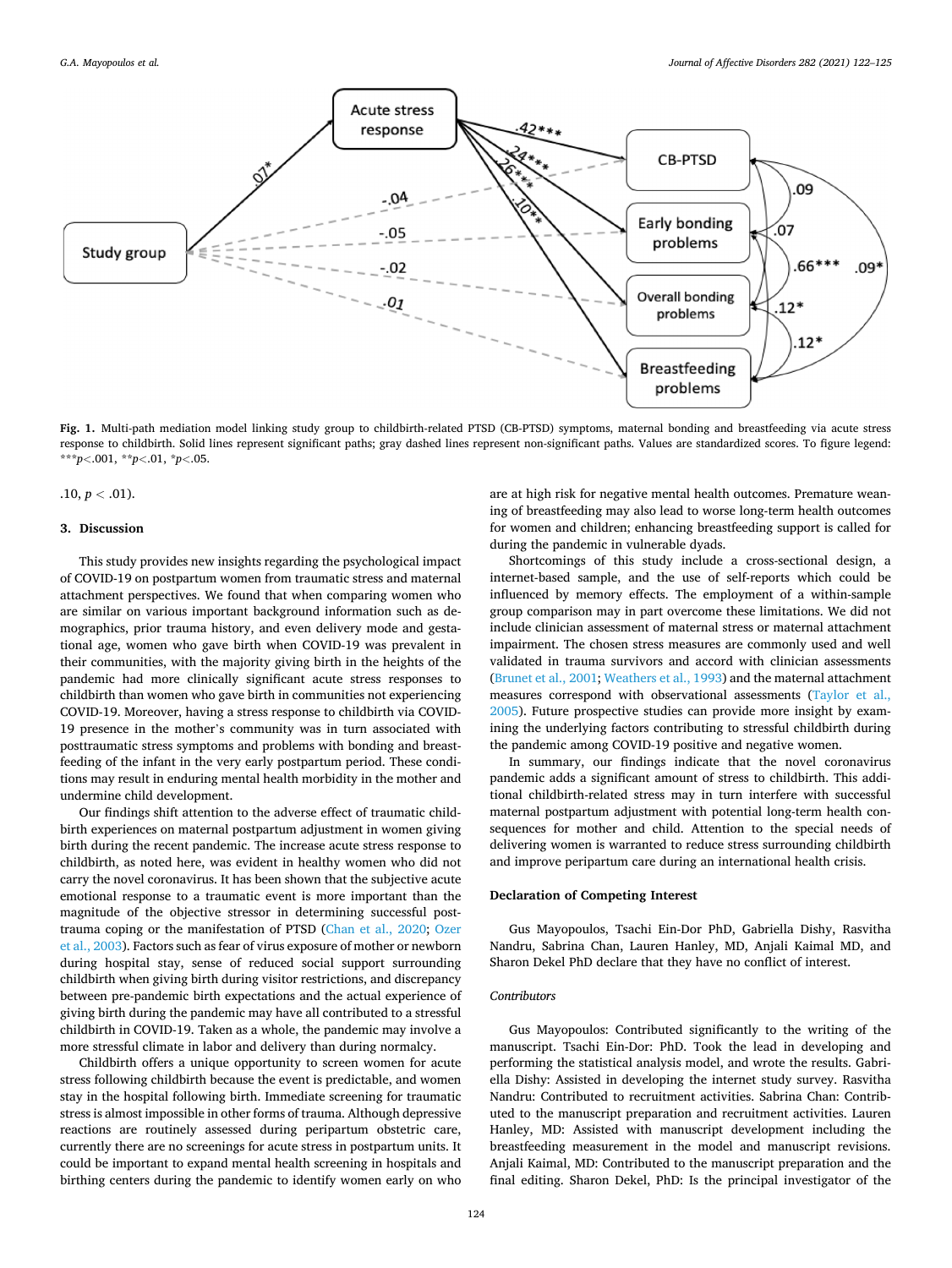**Fig. 1.** Multi-path mediation model linking study group to childbirth-related PTSD (CB-PTSD) symptoms, maternal bonding and breastfeeding via acute stress response to childbirth. Solid lines represent significant paths; gray dashed lines represent non-significant paths. Values are standardized scores. To figure legend: ***$p<.001$, **$p<.01$, *$p<.05$.

.10, $p < .01$).

## 3. Discussion

This study provides new insights regarding the psychological impact of COVID-19 on postpartum women from traumatic stress and maternal attachment perspectives. We found that when comparing women who are similar on various important background information such as demographics, prior trauma history, and even delivery mode and gestational age, women who gave birth when COVID-19 was prevalent in their communities, with the majority giving birth in the heights of the pandemic had more clinically significant acute stress responses to childbirth than women who gave birth in communities not experiencing COVID-19. Moreover, having a stress response to childbirth via COVID-19 presence in the mother's community was in turn associated with posttraumatic stress symptoms and problems with bonding and breastfeeding of the infant in the very early postpartum period. These conditions may result in enduring mental health morbidity in the mother and undermine child development.

Our findings shift attention to the adverse effect of traumatic childbirth experiences on maternal postpartum adjustment in women giving birth during the recent pandemic. The increase acute stress response to childbirth, as noted here, was evident in healthy women who did not carry the novel coronavirus. It has been shown that the subjective acute emotional response to a traumatic event is more important than the magnitude of the objective stressor in determining successful post-trauma coping or the manifestation of PTSD (Chan et al., 2020; Ozer et al., 2003). Factors such as fear of virus exposure of mother or newborn during hospital stay, sense of reduced social support surrounding childbirth when giving birth during visitor restrictions, and discrepancy between pre-pandemic birth expectations and the actual experience of giving birth during the pandemic may have all contributed to a stressful childbirth in COVID-19. Taken as a whole, the pandemic may involve a more stressful climate in labor and delivery than during normalcy.

Childbirth offers a unique opportunity to screen women for acute stress following childbirth because the event is predictable, and women stay in the hospital following birth. Immediate screening for traumatic stress is almost impossible in other forms of trauma. Although depressive reactions are routinely assessed during peripartum obstetric care, currently there are no screenings for acute stress in postpartum units. It could be important to expand mental health screening in hospitals and birthing centers during the pandemic to identify women early on who are at high risk for negative mental health outcomes. Premature weaning of breastfeeding may also lead to worse long-term health outcomes for women and children; enhancing breastfeeding support is called for during the pandemic in vulnerable dyads.

Shortcomings of this study include a cross-sectional design, a internet-based sample, and the use of self-reports which could be influenced by memory effects. The employment of a within-sample group comparison may in part overcome these limitations. We did not include clinician assessment of maternal stress or maternal attachment impairment. The chosen stress measures are commonly used and well validated in trauma survivors and accord with clinician assessments (Brunet et al., 2001; Weathers et al., 1993) and the maternal attachment measures correspond with observational assessments (Taylor et al., 2005). Future prospective studies can provide more insight by examining the underlying factors contributing to stressful childbirth during the pandemic among COVID-19 positive and negative women.

In summary, our findings indicate that the novel coronavirus pandemic adds a significant amount of stress to childbirth. This additional childbirth-related stress may in turn interfere with successful maternal postpartum adjustment with potential long-term health consequences for mother and child. Attention to the special needs of delivering women is warranted to reduce stress surrounding childbirth and improve peripartum care during an international health crisis.

### Declaration of Competing Interest

Gus Mayopoulos, Tsachi Ein-Dor PhD, Gabriella Dishy, Rasvitha Nandru, Sabrina Chan, Lauren Hanley, MD, Anjali Kaimal MD, and Sharon Dekel PhD declare that they have no conflict of interest.

### *Contributors*

Gus Mayopoulos: Contributed significantly to the writing of the manuscript. Tsachi Ein-Dor: PhD. Took the lead in developing and performing the statistical analysis model, and wrote the results. Gabriella Dishy: Assisted in developing the internet study survey. Rasvitha Nandru: Contributed to recruitment activities. Sabrina Chan: Contributed to the manuscript preparation and recruitment activities. Lauren Hanley, MD: Assisted with manuscript development including the breastfeeding measurement in the model and manuscript revisions. Anjali Kaimal, MD: Contributed to the manuscript preparation and the final editing. Sharon Dekel, PhD: Is the principal investigator of the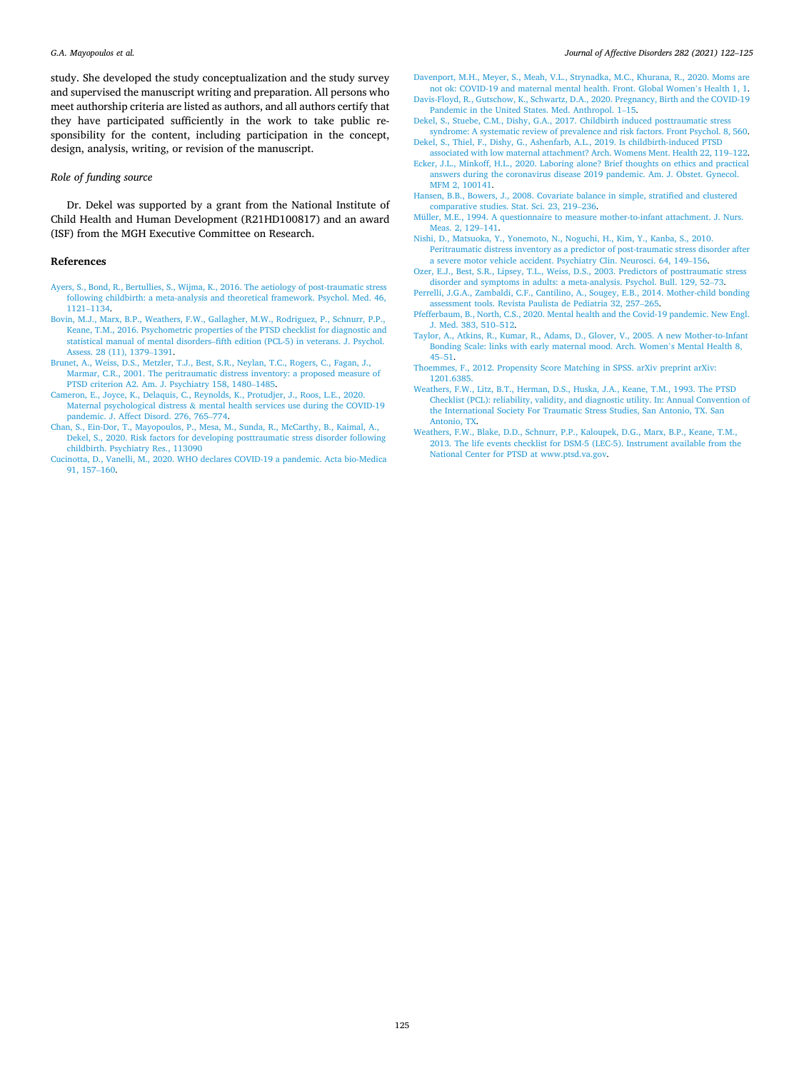study. She developed the study conceptualization and the study survey and supervised the manuscript writing and preparation. All persons who meet authorship criteria are listed as authors, and all authors certify that they have participated sufficiently in the work to take public responsibility for the content, including participation in the concept, design, analysis, writing, or revision of the manuscript.

### *Role of funding source*

Dr. Dekel was supported by a grant from the National Institute of Child Health and Human Development (R21HD100817) and an award (ISF) from the MGH Executive Committee on Research.

## References

Ayers, S., Bond, R., Bertullies, S., Wijma, K., 2016. The aetiology of post-traumatic stress following childbirth: a meta-analysis and theoretical framework. Psychol. Med. 46, 1121–1134.

Bovin, M.J., Marx, B.P., Weathers, F.W., Gallagher, M.W., Rodriguez, P., Schnurr, P.P., Keane, T.M., 2016. Psychometric properties of the PTSD checklist for diagnostic and statistical manual of mental disorders–fifth edition (PCL-5) in veterans. J. Psychol. Assess. 28 (11), 1379–1391.

Brunet, A., Weiss, D.S., Metzler, T.J., Best, S.R., Neylan, T.C., Rogers, C., Fagan, J., Marmar, C.R., 2001. The peritraumatic distress inventory: a proposed measure of PTSD criterion A2. Am. J. Psychiatry 158, 1480–1485.

Cameron, E., Joyce, K., Delaquis, C., Reynolds, K., Protudjer, J., Roos, L.E., 2020. Maternal psychological distress & mental health services use during the COVID-19 pandemic. J. Affect Disord. 276, 765–774.

Chan, S., Ein-Dor, T., Mayopoulos, P., Mesa, M., Sunda, R., McCarthy, B., Kaimal, A., Dekel, S., 2020. Risk factors for developing posttraumatic stress disorder following childbirth. Psychiatry Res., 113090

Cucinotta, D., Vanelli, M., 2020. WHO declares COVID-19 a pandemic. Acta bio-Medica 91, 157–160.

Davenport, M.H., Meyer, S., Meah, V.L., Strynadka, M.C., Khurana, R., 2020. Moms are not ok: COVID-19 and maternal mental health. Front. Global Women's Health 1, 1.

Davis-Floyd, R., Gutschow, K., Schwartz, D.A., 2020. Pregnancy, Birth and the COVID-19 Pandemic in the United States. Med. Anthropol. 1–15.

Dekel, S., Stuebe, C.M., Dishy, G.A., 2017. Childbirth induced posttraumatic stress syndrome: A systematic review of prevalence and risk factors. Front Psychol. 8, 560.

Dekel, S., Thiel, F., Dishy, G., Ashenfarb, A.L., 2019. Is childbirth-induced PTSD associated with low maternal attachment? Arch. Womens Ment. Health 22, 119–122.

Ecker, J.L., Minkoff, H.L., 2020. Laboring alone? Brief thoughts on ethics and practical answers during the coronavirus disease 2019 pandemic. Am. J. Obstet. Gynecol. MFM 2, 100141.

Hansen, B.B., Bowers, J., 2008. Covariate balance in simple, stratified and clustered comparative studies. Stat. Sci. 23, 219–236.

Müller, M.E., 1994. A questionnaire to measure mother-to-infant attachment. J. Nurs. Meas. 2, 129–141.

Nishi, D., Matsuoka, Y., Yonemoto, N., Noguchi, H., Kim, Y., Kanba, S., 2010. Peritraumatic distress inventory as a predictor of post-traumatic stress disorder after a severe motor vehicle accident. Psychiatry Clin. Neurosci. 64, 149–156.

Ozer, E.J., Best, S.R., Lipsey, T.L., Weiss, D.S., 2003. Predictors of posttraumatic stress disorder and symptoms in adults: a meta-analysis. Psychol. Bull. 129, 52–73.

Perrelli, J.G.A., Zambaldi, C.F., Cantilino, A., Sougey, E.B., 2014. Mother-child bonding assessment tools. Revista Paulista de Pediatria 32, 257–265.

Pfefferbaum, B., North, C.S., 2020. Mental health and the Covid-19 pandemic. New Engl. J. Med. 383, 510–512.

Taylor, A., Atkins, R., Kumar, R., Adams, D., Glover, V., 2005. A new Mother-to-Infant Bonding Scale: links with early maternal mood. Arch. Women's Mental Health 8, 45–51.

Thoemmes, F., 2012. Propensity Score Matching in SPSS. arXiv preprint arXiv: 1201.6385.

Weathers, F.W., Litz, B.T., Herman, D.S., Huska, J.A., Keane, T.M., 1993. The PTSD Checklist (PCL): reliability, validity, and diagnostic utility. In: Annual Convention of the International Society For Traumatic Stress Studies, San Antonio, TX. San Antonio, TX.

Weathers, F.W., Blake, D.D., Schnurr, P.P., Kaloupek, D.G., Marx, B.P., Keane, T.M., 2013. The life events checklist for DSM-5 (LEC-5). Instrument available from the National Center for PTSD at www.ptsd.va.gov.